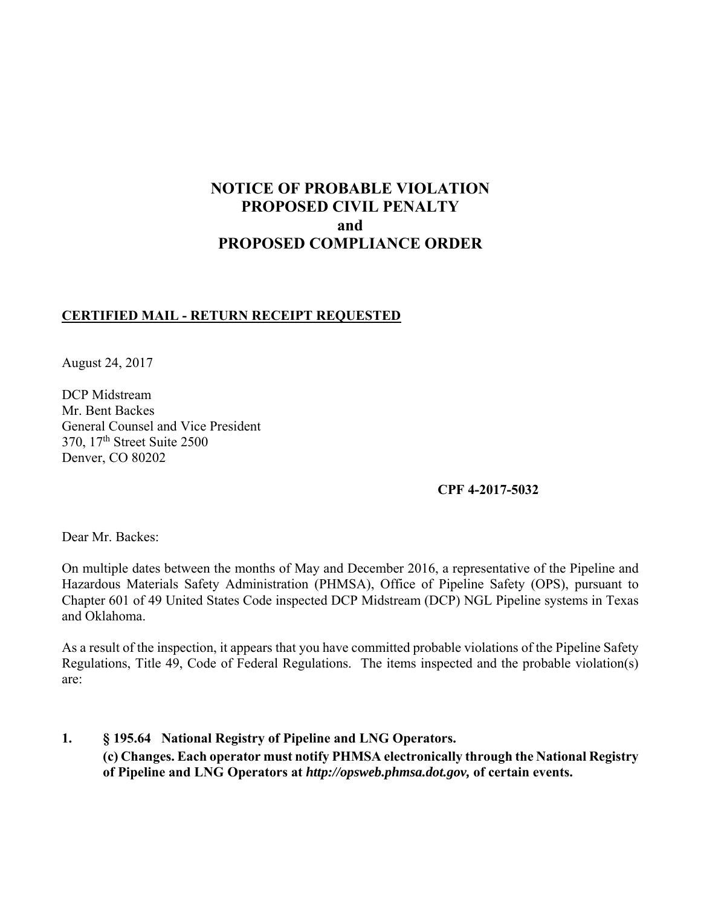# NOTICE OF PROBABLE VIOLATION
# PROPOSED CIVIL PENALTY
# and
# PROPOSED COMPLIANCE ORDER

**CERTIFIED MAIL - RETURN RECEIPT REQUESTED**

August 24, 2017

DCP Midstream
Mr. Bent Backes
General Counsel and Vice President
370, 17th Street Suite 2500
Denver, CO 80202

**CPF 4-2017-5032**

Dear Mr. Backes:

On multiple dates between the months of May and December 2016, a representative of the Pipeline and Hazardous Materials Safety Administration (PHMSA), Office of Pipeline Safety (OPS), pursuant to Chapter 601 of 49 United States Code inspected DCP Midstream (DCP) NGL Pipeline systems in Texas and Oklahoma.

As a result of the inspection, it appears that you have committed probable violations of the Pipeline Safety Regulations, Title 49, Code of Federal Regulations. The items inspected and the probable violation(s) are:

**1. § 195.64 National Registry of Pipeline and LNG Operators.**

**(c) Changes. Each operator must notify PHMSA electronically through the National Registry of Pipeline and LNG Operators at *http://opsweb.phmsa.dot.gov,* of certain events.**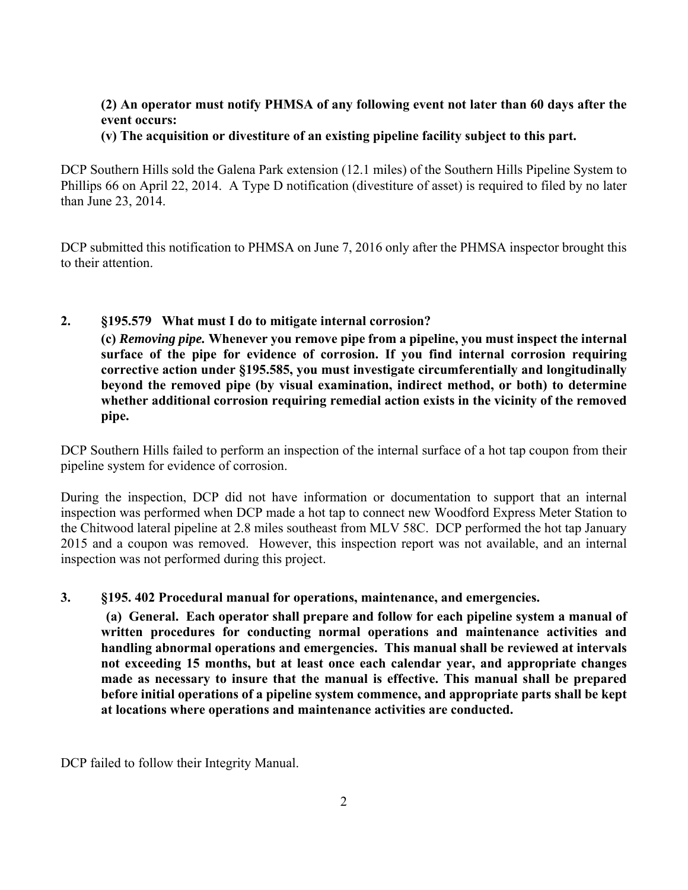**(2) An operator must notify PHMSA of any following event not later than 60 days after the event occurs:**

**(v) The acquisition or divestiture of an existing pipeline facility subject to this part.**

DCP Southern Hills sold the Galena Park extension (12.1 miles) of the Southern Hills Pipeline System to Phillips 66 on April 22, 2014. A Type D notification (divestiture of asset) is required to filed by no later than June 23, 2014.

DCP submitted this notification to PHMSA on June 7, 2016 only after the PHMSA inspector brought this to their attention.

**2. §195.579 What must I do to mitigate internal corrosion?**

**(c) *Removing pipe.* Whenever you remove pipe from a pipeline, you must inspect the internal surface of the pipe for evidence of corrosion. If you find internal corrosion requiring corrective action under §195.585, you must investigate circumferentially and longitudinally beyond the removed pipe (by visual examination, indirect method, or both) to determine whether additional corrosion requiring remedial action exists in the vicinity of the removed pipe.**

DCP Southern Hills failed to perform an inspection of the internal surface of a hot tap coupon from their pipeline system for evidence of corrosion.

During the inspection, DCP did not have information or documentation to support that an internal inspection was performed when DCP made a hot tap to connect new Woodford Express Meter Station to the Chitwood lateral pipeline at 2.8 miles southeast from MLV 58C. DCP performed the hot tap January 2015 and a coupon was removed. However, this inspection report was not available, and an internal inspection was not performed during this project.

**3. §195. 402 Procedural manual for operations, maintenance, and emergencies.**

**(a) General. Each operator shall prepare and follow for each pipeline system a manual of written procedures for conducting normal operations and maintenance activities and handling abnormal operations and emergencies. This manual shall be reviewed at intervals not exceeding 15 months, but at least once each calendar year, and appropriate changes made as necessary to insure that the manual is effective. This manual shall be prepared before initial operations of a pipeline system commence, and appropriate parts shall be kept at locations where operations and maintenance activities are conducted.**

DCP failed to follow their Integrity Manual.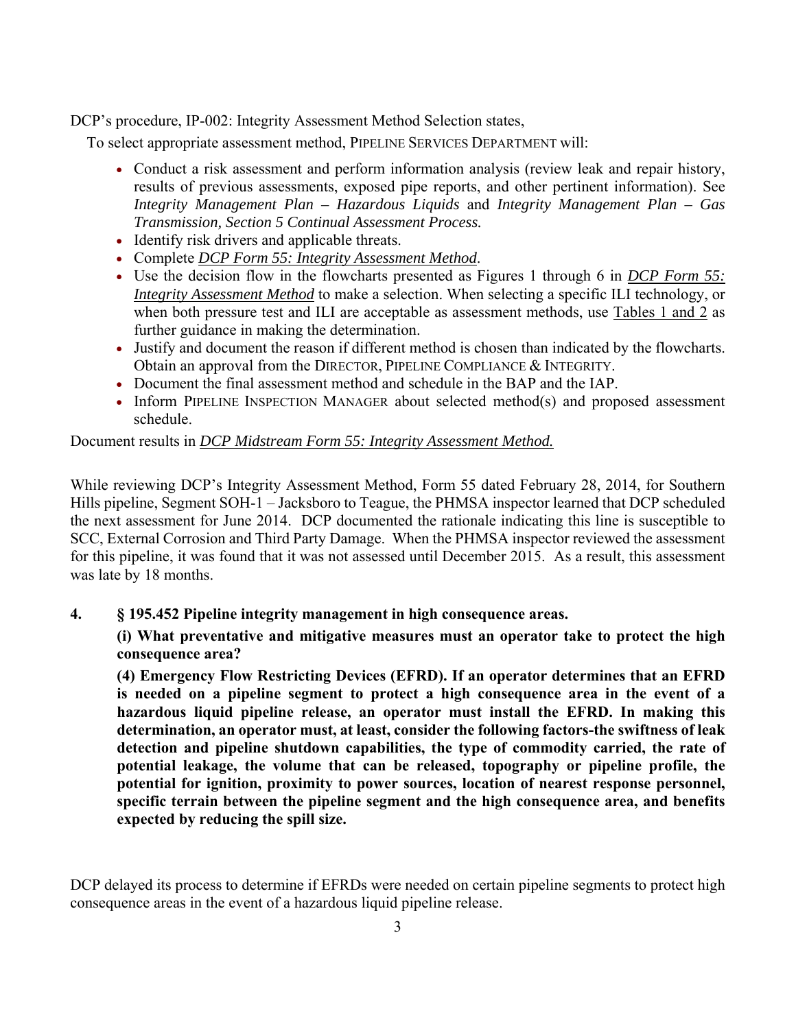DCP's procedure, IP-002: Integrity Assessment Method Selection states,

To select appropriate assessment method, PIPELINE SERVICES DEPARTMENT will:

- Conduct a risk assessment and perform information analysis (review leak and repair history, results of previous assessments, exposed pipe reports, and other pertinent information). See *Integrity Management Plan – Hazardous Liquids* and *Integrity Management Plan – Gas Transmission, Section 5 Continual Assessment Process.*
- Identify risk drivers and applicable threats.
- Complete *DCP Form 55: Integrity Assessment Method*.
- Use the decision flow in the flowcharts presented as Figures 1 through 6 in *DCP Form 55: Integrity Assessment Method* to make a selection. When selecting a specific ILI technology, or when both pressure test and ILI are acceptable as assessment methods, use Tables 1 and 2 as further guidance in making the determination.
- Justify and document the reason if different method is chosen than indicated by the flowcharts. Obtain an approval from the DIRECTOR, PIPELINE COMPLIANCE & INTEGRITY.
- Document the final assessment method and schedule in the BAP and the IAP.
- Inform PIPELINE INSPECTION MANAGER about selected method(s) and proposed assessment schedule.

Document results in *DCP Midstream Form 55: Integrity Assessment Method.*

While reviewing DCP's Integrity Assessment Method, Form 55 dated February 28, 2014, for Southern Hills pipeline, Segment SOH-1 – Jacksboro to Teague, the PHMSA inspector learned that DCP scheduled the next assessment for June 2014. DCP documented the rationale indicating this line is susceptible to SCC, External Corrosion and Third Party Damage. When the PHMSA inspector reviewed the assessment for this pipeline, it was found that it was not assessed until December 2015. As a result, this assessment was late by 18 months.

**4. § 195.452 Pipeline integrity management in high consequence areas.**

**(i) What preventative and mitigative measures must an operator take to protect the high consequence area?**

**(4) Emergency Flow Restricting Devices (EFRD). If an operator determines that an EFRD is needed on a pipeline segment to protect a high consequence area in the event of a hazardous liquid pipeline release, an operator must install the EFRD. In making this determination, an operator must, at least, consider the following factors-the swiftness of leak detection and pipeline shutdown capabilities, the type of commodity carried, the rate of potential leakage, the volume that can be released, topography or pipeline profile, the potential for ignition, proximity to power sources, location of nearest response personnel, specific terrain between the pipeline segment and the high consequence area, and benefits expected by reducing the spill size.**

DCP delayed its process to determine if EFRDs were needed on certain pipeline segments to protect high consequence areas in the event of a hazardous liquid pipeline release.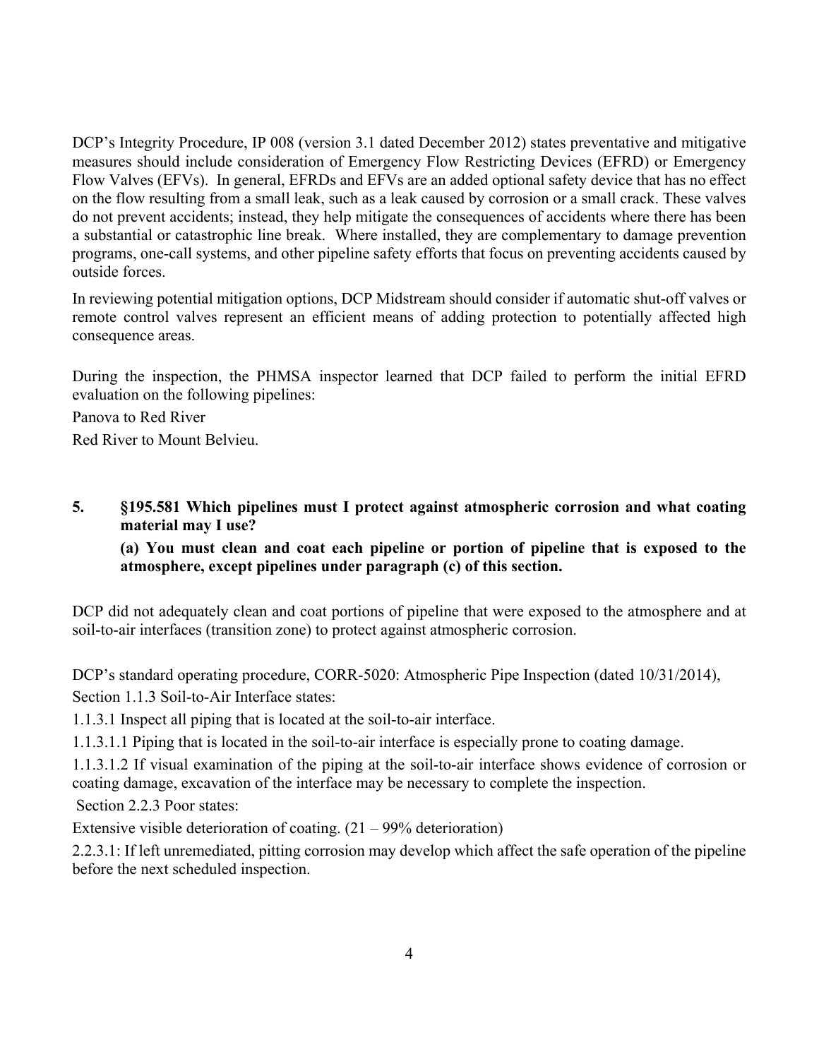DCP's Integrity Procedure, IP 008 (version 3.1 dated December 2012) states preventative and mitigative measures should include consideration of Emergency Flow Restricting Devices (EFRD) or Emergency Flow Valves (EFVs). In general, EFRDs and EFVs are an added optional safety device that has no effect on the flow resulting from a small leak, such as a leak caused by corrosion or a small crack. These valves do not prevent accidents; instead, they help mitigate the consequences of accidents where there has been a substantial or catastrophic line break. Where installed, they are complementary to damage prevention programs, one-call systems, and other pipeline safety efforts that focus on preventing accidents caused by outside forces.

In reviewing potential mitigation options, DCP Midstream should consider if automatic shut-off valves or remote control valves represent an efficient means of adding protection to potentially affected high consequence areas.

During the inspection, the PHMSA inspector learned that DCP failed to perform the initial EFRD evaluation on the following pipelines:

Panova to Red River

Red River to Mount Belvieu.

**5. §195.581 Which pipelines must I protect against atmospheric corrosion and what coating material may I use?**

**(a) You must clean and coat each pipeline or portion of pipeline that is exposed to the atmosphere, except pipelines under paragraph (c) of this section.**

DCP did not adequately clean and coat portions of pipeline that were exposed to the atmosphere and at soil-to-air interfaces (transition zone) to protect against atmospheric corrosion.

DCP's standard operating procedure, CORR-5020: Atmospheric Pipe Inspection (dated 10/31/2014), Section 1.1.3 Soil-to-Air Interface states:

1.1.3.1 Inspect all piping that is located at the soil-to-air interface.

1.1.3.1.1 Piping that is located in the soil-to-air interface is especially prone to coating damage.

1.1.3.1.2 If visual examination of the piping at the soil-to-air interface shows evidence of corrosion or coating damage, excavation of the interface may be necessary to complete the inspection.

Section 2.2.3 Poor states:

Extensive visible deterioration of coating. (21 – 99% deterioration)

2.2.3.1: If left unremediated, pitting corrosion may develop which affect the safe operation of the pipeline before the next scheduled inspection.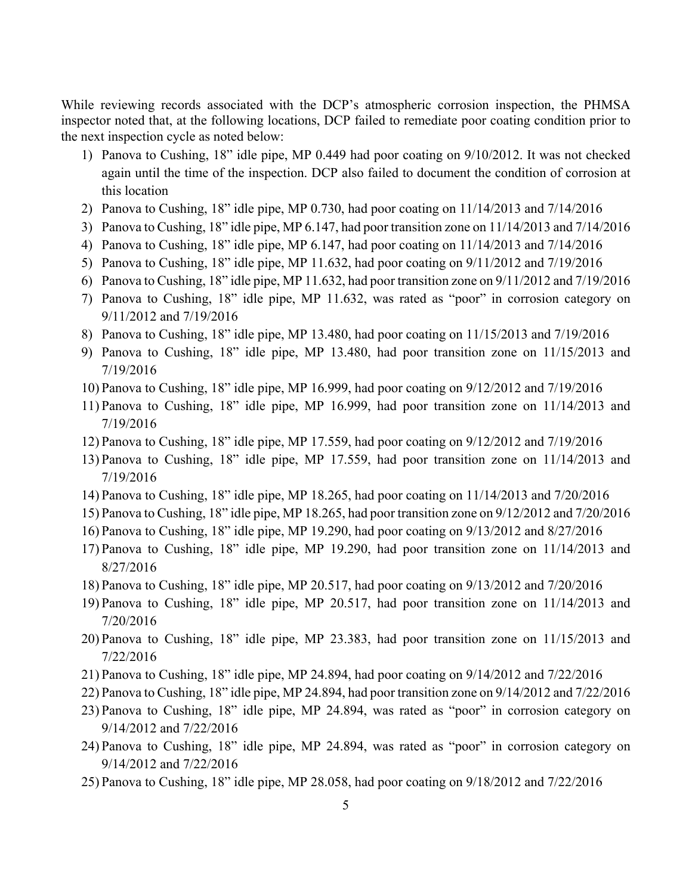While reviewing records associated with the DCP's atmospheric corrosion inspection, the PHMSA inspector noted that, at the following locations, DCP failed to remediate poor coating condition prior to the next inspection cycle as noted below:

1) Panova to Cushing, 18" idle pipe, MP 0.449 had poor coating on 9/10/2012. It was not checked again until the time of the inspection. DCP also failed to document the condition of corrosion at this location
2) Panova to Cushing, 18" idle pipe, MP 0.730, had poor coating on 11/14/2013 and 7/14/2016
3) Panova to Cushing, 18" idle pipe, MP 6.147, had poor transition zone on 11/14/2013 and 7/14/2016
4) Panova to Cushing, 18" idle pipe, MP 6.147, had poor coating on 11/14/2013 and 7/14/2016
5) Panova to Cushing, 18" idle pipe, MP 11.632, had poor coating on 9/11/2012 and 7/19/2016
6) Panova to Cushing, 18" idle pipe, MP 11.632, had poor transition zone on 9/11/2012 and 7/19/2016
7) Panova to Cushing, 18" idle pipe, MP 11.632, was rated as "poor" in corrosion category on 9/11/2012 and 7/19/2016
8) Panova to Cushing, 18" idle pipe, MP 13.480, had poor coating on 11/15/2013 and 7/19/2016
9) Panova to Cushing, 18" idle pipe, MP 13.480, had poor transition zone on 11/15/2013 and 7/19/2016
10) Panova to Cushing, 18" idle pipe, MP 16.999, had poor coating on 9/12/2012 and 7/19/2016
11) Panova to Cushing, 18" idle pipe, MP 16.999, had poor transition zone on 11/14/2013 and 7/19/2016
12) Panova to Cushing, 18" idle pipe, MP 17.559, had poor coating on 9/12/2012 and 7/19/2016
13) Panova to Cushing, 18" idle pipe, MP 17.559, had poor transition zone on 11/14/2013 and 7/19/2016
14) Panova to Cushing, 18" idle pipe, MP 18.265, had poor coating on 11/14/2013 and 7/20/2016
15) Panova to Cushing, 18" idle pipe, MP 18.265, had poor transition zone on 9/12/2012 and 7/20/2016
16) Panova to Cushing, 18" idle pipe, MP 19.290, had poor coating on 9/13/2012 and 8/27/2016
17) Panova to Cushing, 18" idle pipe, MP 19.290, had poor transition zone on 11/14/2013 and 8/27/2016
18) Panova to Cushing, 18" idle pipe, MP 20.517, had poor coating on 9/13/2012 and 7/20/2016
19) Panova to Cushing, 18" idle pipe, MP 20.517, had poor transition zone on 11/14/2013 and 7/20/2016
20) Panova to Cushing, 18" idle pipe, MP 23.383, had poor transition zone on 11/15/2013 and 7/22/2016
21) Panova to Cushing, 18" idle pipe, MP 24.894, had poor coating on 9/14/2012 and 7/22/2016
22) Panova to Cushing, 18" idle pipe, MP 24.894, had poor transition zone on 9/14/2012 and 7/22/2016
23) Panova to Cushing, 18" idle pipe, MP 24.894, was rated as "poor" in corrosion category on 9/14/2012 and 7/22/2016
24) Panova to Cushing, 18" idle pipe, MP 24.894, was rated as "poor" in corrosion category on 9/14/2012 and 7/22/2016
25) Panova to Cushing, 18" idle pipe, MP 28.058, had poor coating on 9/18/2012 and 7/22/2016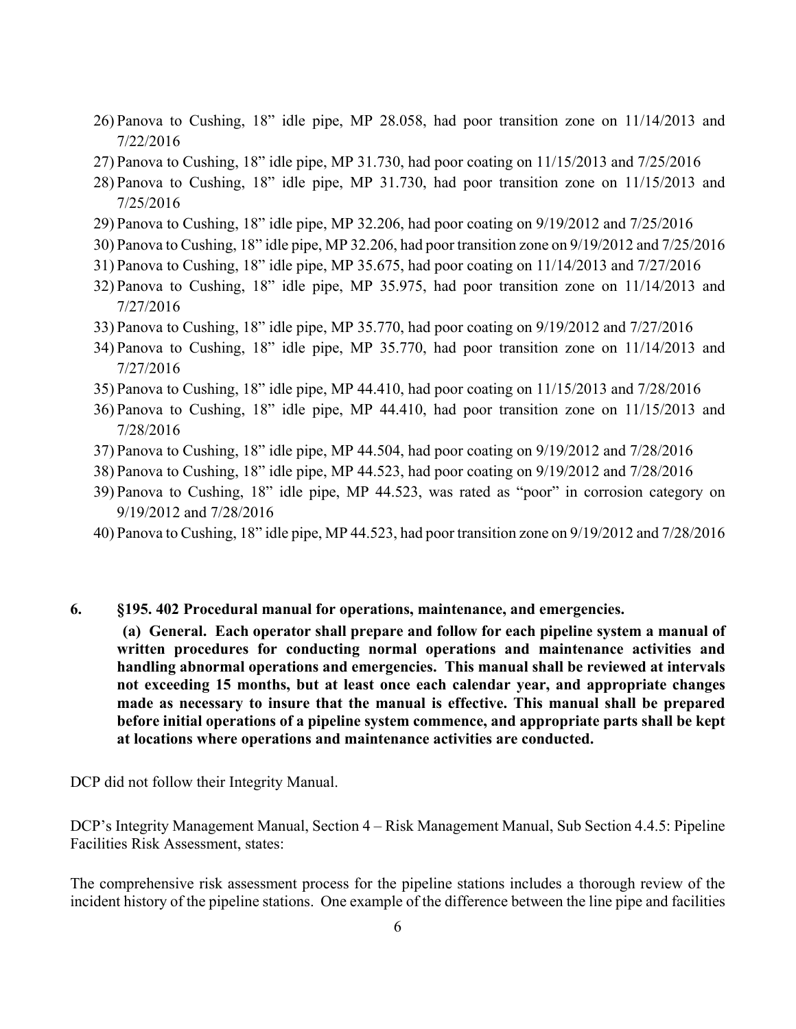26) Panova to Cushing, 18" idle pipe, MP 28.058, had poor transition zone on 11/14/2013 and 7/22/2016
27) Panova to Cushing, 18" idle pipe, MP 31.730, had poor coating on 11/15/2013 and 7/25/2016
28) Panova to Cushing, 18" idle pipe, MP 31.730, had poor transition zone on 11/15/2013 and 7/25/2016
29) Panova to Cushing, 18" idle pipe, MP 32.206, had poor coating on 9/19/2012 and 7/25/2016
30) Panova to Cushing, 18" idle pipe, MP 32.206, had poor transition zone on 9/19/2012 and 7/25/2016
31) Panova to Cushing, 18" idle pipe, MP 35.675, had poor coating on 11/14/2013 and 7/27/2016
32) Panova to Cushing, 18" idle pipe, MP 35.975, had poor transition zone on 11/14/2013 and 7/27/2016
33) Panova to Cushing, 18" idle pipe, MP 35.770, had poor coating on 9/19/2012 and 7/27/2016
34) Panova to Cushing, 18" idle pipe, MP 35.770, had poor transition zone on 11/14/2013 and 7/27/2016
35) Panova to Cushing, 18" idle pipe, MP 44.410, had poor coating on 11/15/2013 and 7/28/2016
36) Panova to Cushing, 18" idle pipe, MP 44.410, had poor transition zone on 11/15/2013 and 7/28/2016
37) Panova to Cushing, 18" idle pipe, MP 44.504, had poor coating on 9/19/2012 and 7/28/2016
38) Panova to Cushing, 18" idle pipe, MP 44.523, had poor coating on 9/19/2012 and 7/28/2016
39) Panova to Cushing, 18" idle pipe, MP 44.523, was rated as "poor" in corrosion category on 9/19/2012 and 7/28/2016
40) Panova to Cushing, 18" idle pipe, MP 44.523, had poor transition zone on 9/19/2012 and 7/28/2016

**6. §195. 402 Procedural manual for operations, maintenance, and emergencies.**

**(a) General. Each operator shall prepare and follow for each pipeline system a manual of written procedures for conducting normal operations and maintenance activities and handling abnormal operations and emergencies. This manual shall be reviewed at intervals not exceeding 15 months, but at least once each calendar year, and appropriate changes made as necessary to insure that the manual is effective. This manual shall be prepared before initial operations of a pipeline system commence, and appropriate parts shall be kept at locations where operations and maintenance activities are conducted.**

DCP did not follow their Integrity Manual.

DCP's Integrity Management Manual, Section 4 – Risk Management Manual, Sub Section 4.4.5: Pipeline Facilities Risk Assessment, states:

The comprehensive risk assessment process for the pipeline stations includes a thorough review of the incident history of the pipeline stations. One example of the difference between the line pipe and facilities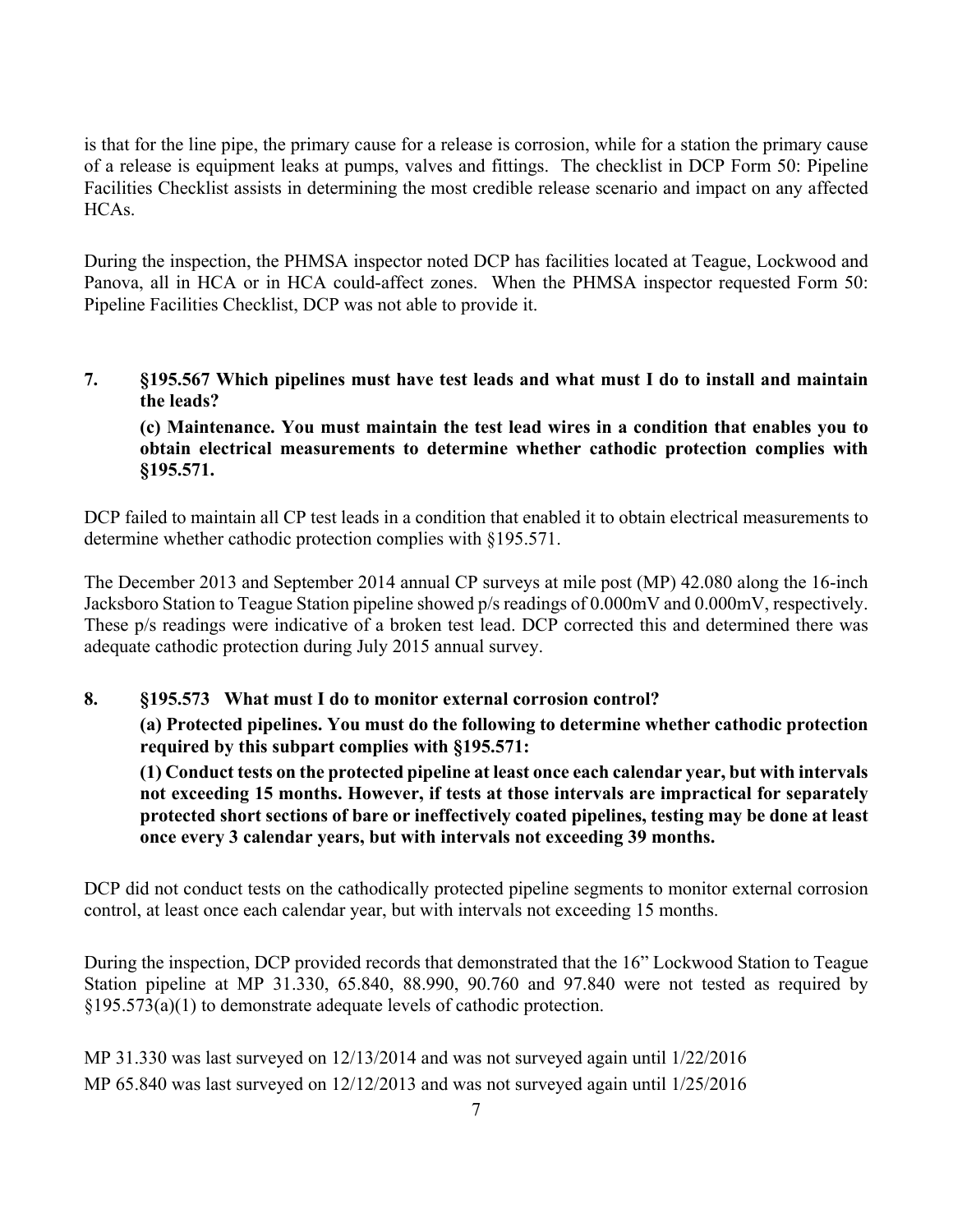is that for the line pipe, the primary cause for a release is corrosion, while for a station the primary cause of a release is equipment leaks at pumps, valves and fittings. The checklist in DCP Form 50: Pipeline Facilities Checklist assists in determining the most credible release scenario and impact on any affected HCAs.

During the inspection, the PHMSA inspector noted DCP has facilities located at Teague, Lockwood and Panova, all in HCA or in HCA could-affect zones. When the PHMSA inspector requested Form 50: Pipeline Facilities Checklist, DCP was not able to provide it.

**7. §195.567 Which pipelines must have test leads and what must I do to install and maintain the leads?**

**(c) Maintenance. You must maintain the test lead wires in a condition that enables you to obtain electrical measurements to determine whether cathodic protection complies with §195.571.**

DCP failed to maintain all CP test leads in a condition that enabled it to obtain electrical measurements to determine whether cathodic protection complies with §195.571.

The December 2013 and September 2014 annual CP surveys at mile post (MP) 42.080 along the 16-inch Jacksboro Station to Teague Station pipeline showed p/s readings of 0.000mV and 0.000mV, respectively. These p/s readings were indicative of a broken test lead. DCP corrected this and determined there was adequate cathodic protection during July 2015 annual survey.

**8. §195.573 What must I do to monitor external corrosion control?**

**(a) Protected pipelines. You must do the following to determine whether cathodic protection required by this subpart complies with §195.571:**

**(1) Conduct tests on the protected pipeline at least once each calendar year, but with intervals not exceeding 15 months. However, if tests at those intervals are impractical for separately protected short sections of bare or ineffectively coated pipelines, testing may be done at least once every 3 calendar years, but with intervals not exceeding 39 months.**

DCP did not conduct tests on the cathodically protected pipeline segments to monitor external corrosion control, at least once each calendar year, but with intervals not exceeding 15 months.

During the inspection, DCP provided records that demonstrated that the 16" Lockwood Station to Teague Station pipeline at MP 31.330, 65.840, 88.990, 90.760 and 97.840 were not tested as required by §195.573(a)(1) to demonstrate adequate levels of cathodic protection.

MP 31.330 was last surveyed on 12/13/2014 and was not surveyed again until 1/22/2016
MP 65.840 was last surveyed on 12/12/2013 and was not surveyed again until 1/25/2016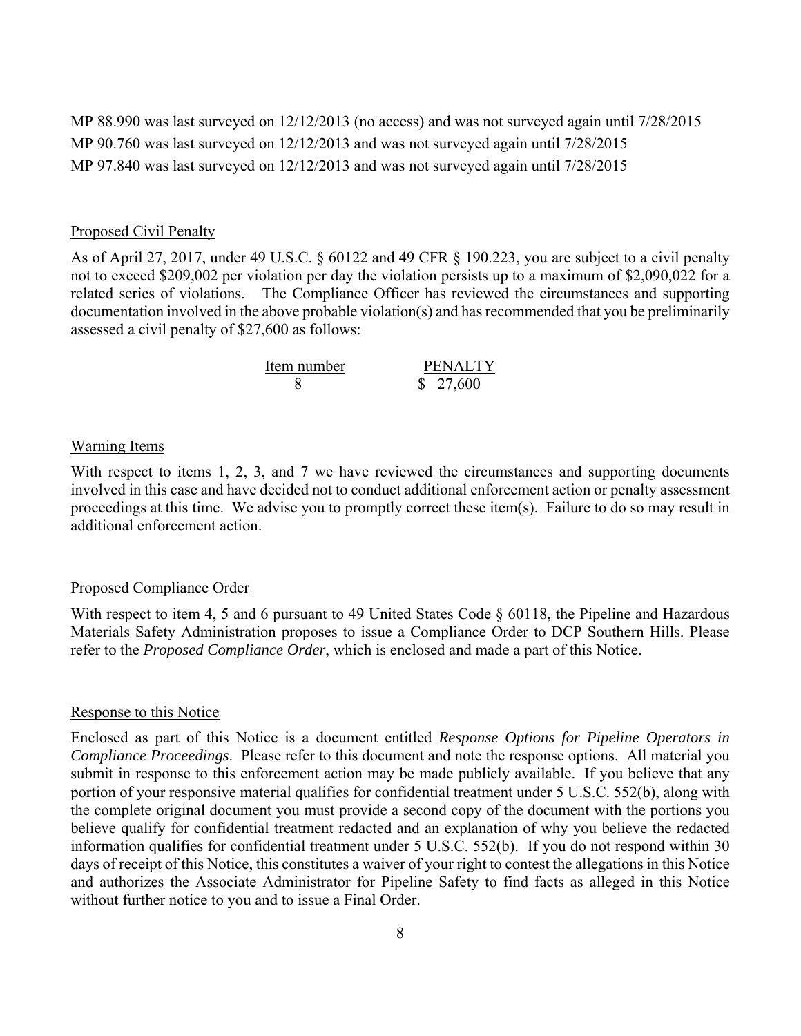MP 88.990 was last surveyed on 12/12/2013 (no access) and was not surveyed again until 7/28/2015

MP 90.760 was last surveyed on 12/12/2013 and was not surveyed again until 7/28/2015

MP 97.840 was last surveyed on 12/12/2013 and was not surveyed again until 7/28/2015

## Proposed Civil Penalty

As of April 27, 2017, under 49 U.S.C. § 60122 and 49 CFR § 190.223, you are subject to a civil penalty not to exceed $209,002 per violation per day the violation persists up to a maximum of $2,090,022 for a related series of violations. The Compliance Officer has reviewed the circumstances and supporting documentation involved in the above probable violation(s) and has recommended that you be preliminarily assessed a civil penalty of $27,600 as follows:

| Item number | PENALTY |
|---|---|
| 8 | $ 27,600 |

## Warning Items

With respect to items 1, 2, 3, and 7 we have reviewed the circumstances and supporting documents involved in this case and have decided not to conduct additional enforcement action or penalty assessment proceedings at this time. We advise you to promptly correct these item(s). Failure to do so may result in additional enforcement action.

## Proposed Compliance Order

With respect to item 4, 5 and 6 pursuant to 49 United States Code § 60118, the Pipeline and Hazardous Materials Safety Administration proposes to issue a Compliance Order to DCP Southern Hills. Please refer to the *Proposed Compliance Order*, which is enclosed and made a part of this Notice.

## Response to this Notice

Enclosed as part of this Notice is a document entitled *Response Options for Pipeline Operators in Compliance Proceedings*. Please refer to this document and note the response options. All material you submit in response to this enforcement action may be made publicly available. If you believe that any portion of your responsive material qualifies for confidential treatment under 5 U.S.C. 552(b), along with the complete original document you must provide a second copy of the document with the portions you believe qualify for confidential treatment redacted and an explanation of why you believe the redacted information qualifies for confidential treatment under 5 U.S.C. 552(b). If you do not respond within 30 days of receipt of this Notice, this constitutes a waiver of your right to contest the allegations in this Notice and authorizes the Associate Administrator for Pipeline Safety to find facts as alleged in this Notice without further notice to you and to issue a Final Order.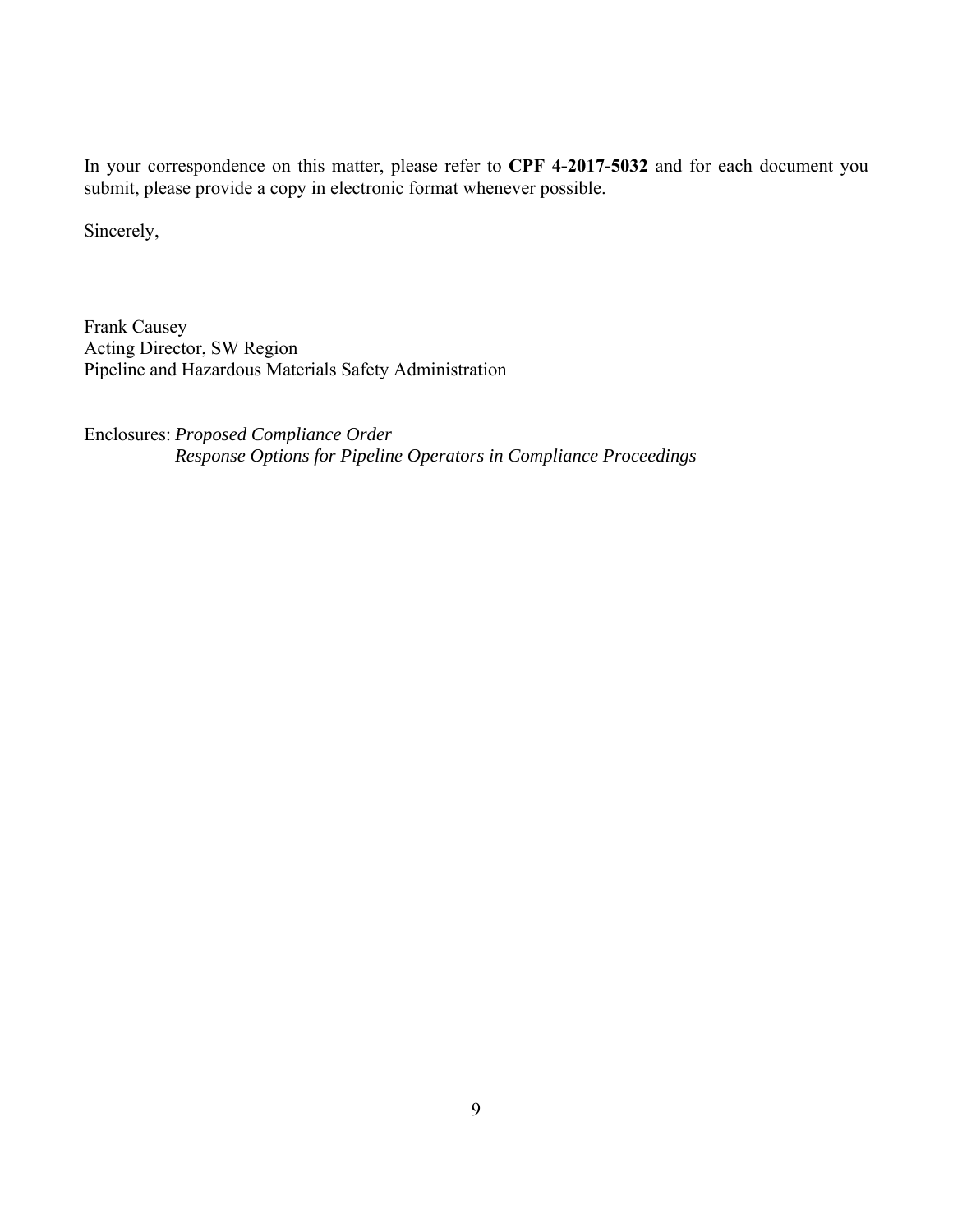In your correspondence on this matter, please refer to **CPF 4-2017-5032** and for each document you submit, please provide a copy in electronic format whenever possible.

Sincerely,

Frank Causey  
Acting Director, SW Region  
Pipeline and Hazardous Materials Safety Administration

Enclosures: *Proposed Compliance Order*  
*Response Options for Pipeline Operators in Compliance Proceedings*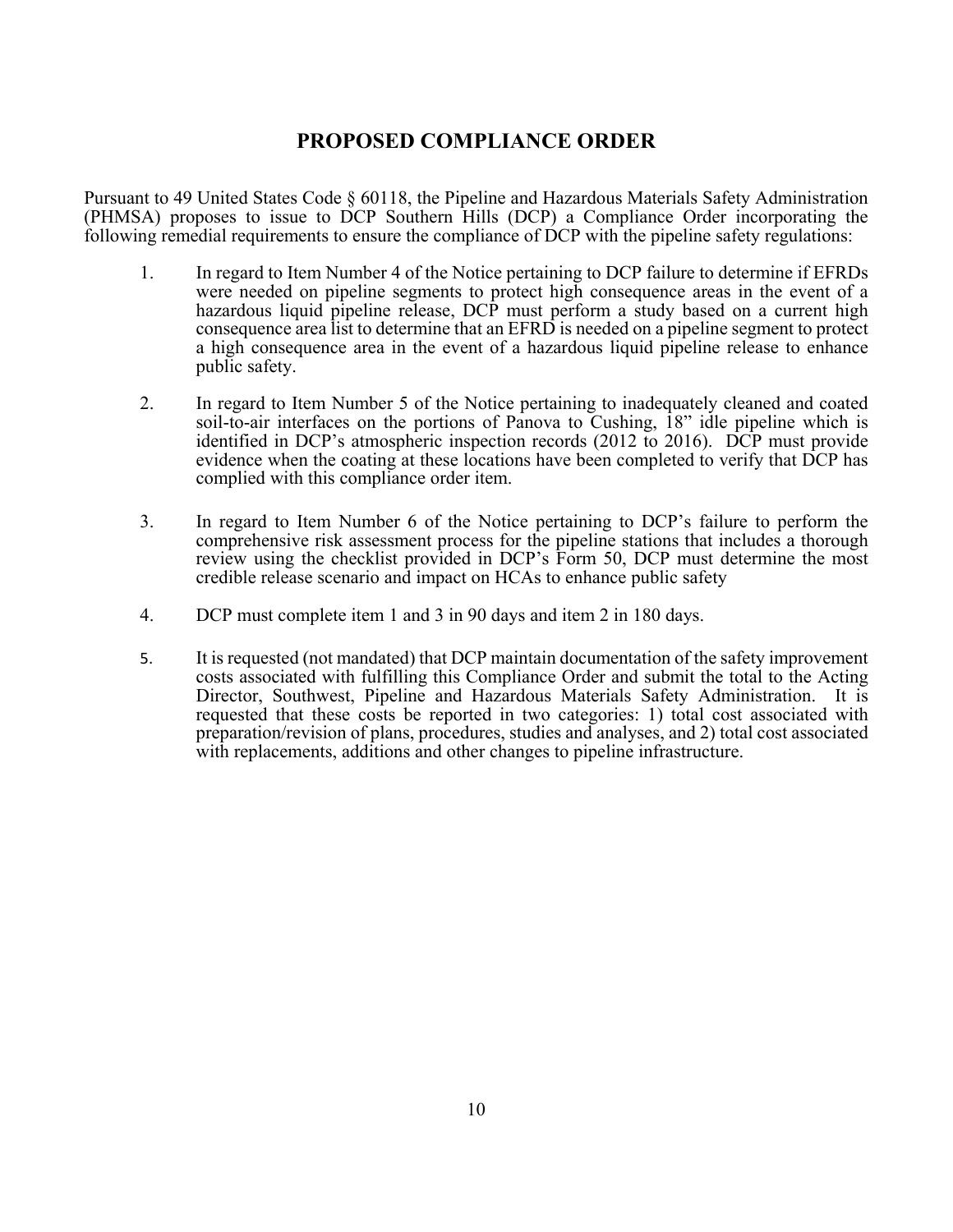## PROPOSED COMPLIANCE ORDER

Pursuant to 49 United States Code § 60118, the Pipeline and Hazardous Materials Safety Administration (PHMSA) proposes to issue to DCP Southern Hills (DCP) a Compliance Order incorporating the following remedial requirements to ensure the compliance of DCP with the pipeline safety regulations:

1. In regard to Item Number 4 of the Notice pertaining to DCP failure to determine if EFRDs were needed on pipeline segments to protect high consequence areas in the event of a hazardous liquid pipeline release, DCP must perform a study based on a current high consequence area list to determine that an EFRD is needed on a pipeline segment to protect a high consequence area in the event of a hazardous liquid pipeline release to enhance public safety.

2. In regard to Item Number 5 of the Notice pertaining to inadequately cleaned and coated soil-to-air interfaces on the portions of Panova to Cushing, 18" idle pipeline which is identified in DCP's atmospheric inspection records (2012 to 2016). DCP must provide evidence when the coating at these locations have been completed to verify that DCP has complied with this compliance order item.

3. In regard to Item Number 6 of the Notice pertaining to DCP's failure to perform the comprehensive risk assessment process for the pipeline stations that includes a thorough review using the checklist provided in DCP's Form 50, DCP must determine the most credible release scenario and impact on HCAs to enhance public safety

4. DCP must complete item 1 and 3 in 90 days and item 2 in 180 days.

5. It is requested (not mandated) that DCP maintain documentation of the safety improvement costs associated with fulfilling this Compliance Order and submit the total to the Acting Director, Southwest, Pipeline and Hazardous Materials Safety Administration. It is requested that these costs be reported in two categories: 1) total cost associated with preparation/revision of plans, procedures, studies and analyses, and 2) total cost associated with replacements, additions and other changes to pipeline infrastructure.